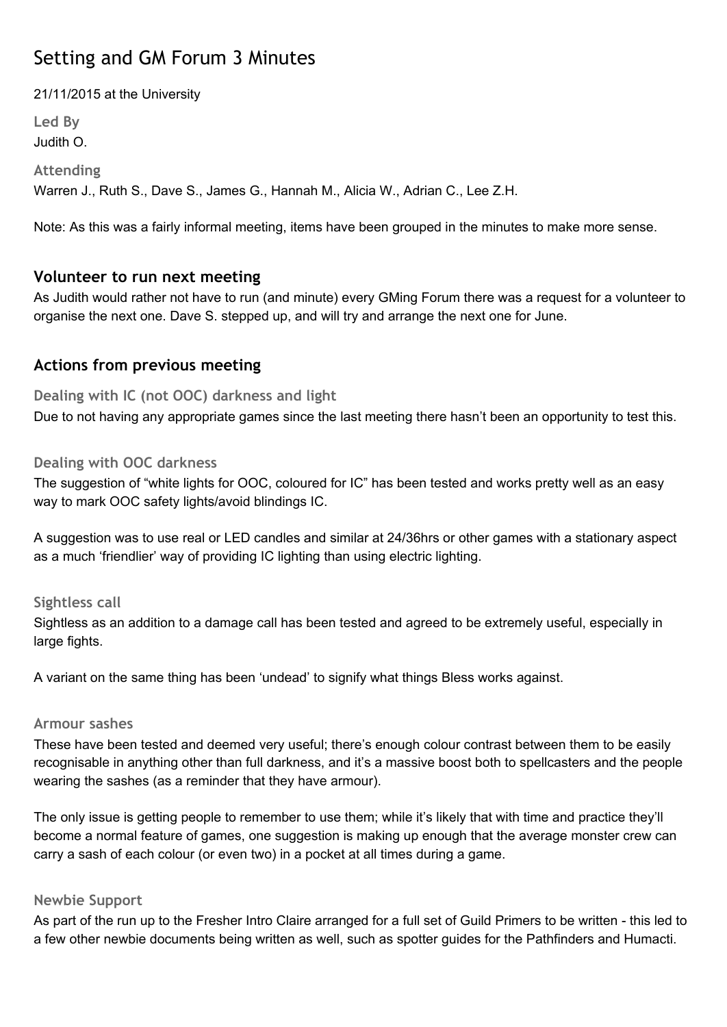# Setting and GM Forum 3 Minutes

21/11/2015 at the University

**Led By**
Judith O.

**Attending**
Warren J., Ruth S., Dave S., James G., Hannah M., Alicia W., Adrian C., Lee Z.H.

Note: As this was a fairly informal meeting, items have been grouped in the minutes to make more sense.

## Volunteer to run next meeting

As Judith would rather not have to run (and minute) every GMing Forum there was a request for a volunteer to organise the next one. Dave S. stepped up, and will try and arrange the next one for June.

## Actions from previous meeting

### Dealing with IC (not OOC) darkness and light

Due to not having any appropriate games since the last meeting there hasn't been an opportunity to test this.

### Dealing with OOC darkness

The suggestion of "white lights for OOC, coloured for IC" has been tested and works pretty well as an easy way to mark OOC safety lights/avoid blindings IC.

A suggestion was to use real or LED candles and similar at 24/36hrs or other games with a stationary aspect as a much 'friendlier' way of providing IC lighting than using electric lighting.

### Sightless call

Sightless as an addition to a damage call has been tested and agreed to be extremely useful, especially in large fights.

A variant on the same thing has been 'undead' to signify what things Bless works against.

### Armour sashes

These have been tested and deemed very useful; there's enough colour contrast between them to be easily recognisable in anything other than full darkness, and it's a massive boost both to spellcasters and the people wearing the sashes (as a reminder that they have armour).

The only issue is getting people to remember to use them; while it's likely that with time and practice they'll become a normal feature of games, one suggestion is making up enough that the average monster crew can carry a sash of each colour (or even two) in a pocket at all times during a game.

### Newbie Support

As part of the run up to the Fresher Intro Claire arranged for a full set of Guild Primers to be written - this led to a few other newbie documents being written as well, such as spotter guides for the Pathfinders and Humacti.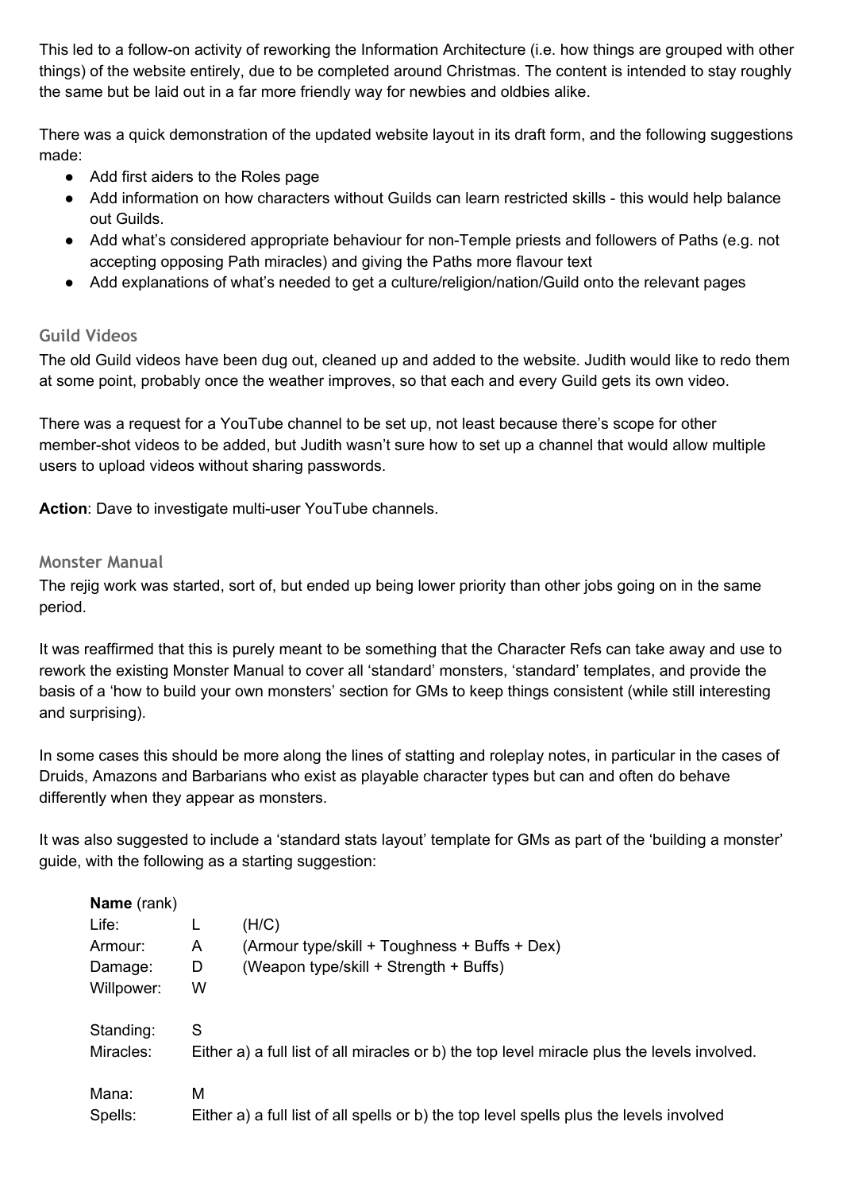This led to a follow-on activity of reworking the Information Architecture (i.e. how things are grouped with other things) of the website entirely, due to be completed around Christmas. The content is intended to stay roughly the same but be laid out in a far more friendly way for newbies and oldbies alike.

There was a quick demonstration of the updated website layout in its draft form, and the following suggestions made:

- Add first aiders to the Roles page
- Add information on how characters without Guilds can learn restricted skills - this would help balance out Guilds.
- Add what's considered appropriate behaviour for non-Temple priests and followers of Paths (e.g. not accepting opposing Path miracles) and giving the Paths more flavour text
- Add explanations of what's needed to get a culture/religion/nation/Guild onto the relevant pages

### Guild Videos

The old Guild videos have been dug out, cleaned up and added to the website. Judith would like to redo them at some point, probably once the weather improves, so that each and every Guild gets its own video.

There was a request for a YouTube channel to be set up, not least because there's scope for other member-shot videos to be added, but Judith wasn't sure how to set up a channel that would allow multiple users to upload videos without sharing passwords.

**Action**: Dave to investigate multi-user YouTube channels.

### Monster Manual

The rejig work was started, sort of, but ended up being lower priority than other jobs going on in the same period.

It was reaffirmed that this is purely meant to be something that the Character Refs can take away and use to rework the existing Monster Manual to cover all 'standard' monsters, 'standard' templates, and provide the basis of a 'how to build your own monsters' section for GMs to keep things consistent (while still interesting and surprising).

In some cases this should be more along the lines of statting and roleplay notes, in particular in the cases of Druids, Amazons and Barbarians who exist as playable character types but can and often do behave differently when they appear as monsters.

It was also suggested to include a 'standard stats layout' template for GMs as part of the 'building a monster' guide, with the following as a starting suggestion:

**Name** (rank)

| | | |
|---|---|---|
| Life: | L | (H/C) |
| Armour: | A | (Armour type/skill + Toughness + Buffs + Dex) |
| Damage: | D | (Weapon type/skill + Strength + Buffs) |
| Willpower: | W | |

| | |
|---|---|
| Standing: | S |
| Miracles: | Either a) a full list of all miracles or b) the top level miracle plus the levels involved. |

| | |
|---|---|
| Mana: | M |
| Spells: | Either a) a full list of all spells or b) the top level spells plus the levels involved |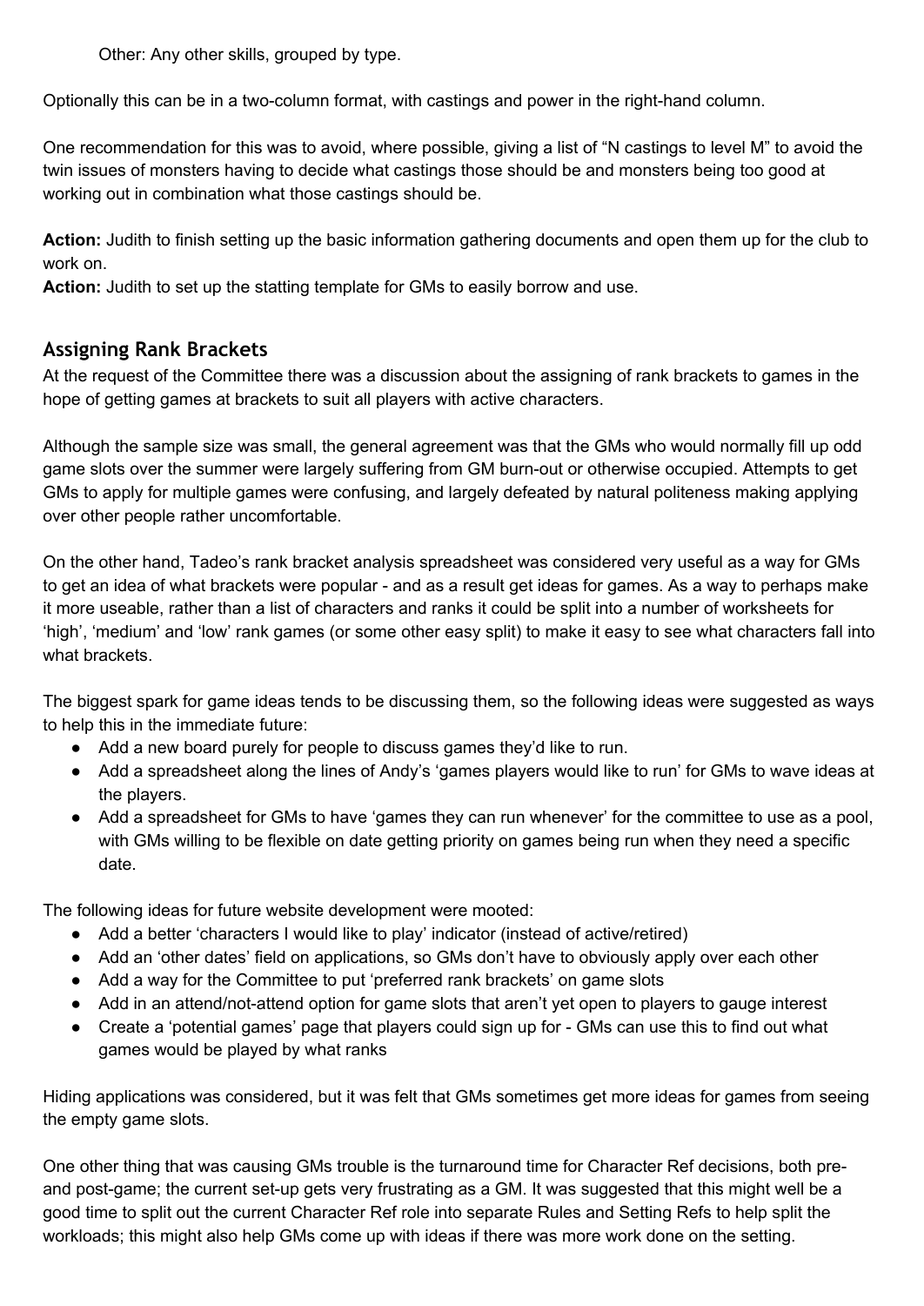Other: Any other skills, grouped by type.

Optionally this can be in a two-column format, with castings and power in the right-hand column.

One recommendation for this was to avoid, where possible, giving a list of "N castings to level M" to avoid the twin issues of monsters having to decide what castings those should be and monsters being too good at working out in combination what those castings should be.

**Action:** Judith to finish setting up the basic information gathering documents and open them up for the club to work on.
**Action:** Judith to set up the statting template for GMs to easily borrow and use.

## Assigning Rank Brackets

At the request of the Committee there was a discussion about the assigning of rank brackets to games in the hope of getting games at brackets to suit all players with active characters.

Although the sample size was small, the general agreement was that the GMs who would normally fill up odd game slots over the summer were largely suffering from GM burn-out or otherwise occupied. Attempts to get GMs to apply for multiple games were confusing, and largely defeated by natural politeness making applying over other people rather uncomfortable.

On the other hand, Tadeo's rank bracket analysis spreadsheet was considered very useful as a way for GMs to get an idea of what brackets were popular - and as a result get ideas for games. As a way to perhaps make it more useable, rather than a list of characters and ranks it could be split into a number of worksheets for 'high', 'medium' and 'low' rank games (or some other easy split) to make it easy to see what characters fall into what brackets.

The biggest spark for game ideas tends to be discussing them, so the following ideas were suggested as ways to help this in the immediate future:

- Add a new board purely for people to discuss games they'd like to run.
- Add a spreadsheet along the lines of Andy's 'games players would like to run' for GMs to wave ideas at the players.
- Add a spreadsheet for GMs to have 'games they can run whenever' for the committee to use as a pool, with GMs willing to be flexible on date getting priority on games being run when they need a specific date.

The following ideas for future website development were mooted:

- Add a better 'characters I would like to play' indicator (instead of active/retired)
- Add an 'other dates' field on applications, so GMs don't have to obviously apply over each other
- Add a way for the Committee to put 'preferred rank brackets' on game slots
- Add in an attend/not-attend option for game slots that aren't yet open to players to gauge interest
- Create a 'potential games' page that players could sign up for - GMs can use this to find out what games would be played by what ranks

Hiding applications was considered, but it was felt that GMs sometimes get more ideas for games from seeing the empty game slots.

One other thing that was causing GMs trouble is the turnaround time for Character Ref decisions, both pre- and post-game; the current set-up gets very frustrating as a GM. It was suggested that this might well be a good time to split out the current Character Ref role into separate Rules and Setting Refs to help split the workloads; this might also help GMs come up with ideas if there was more work done on the setting.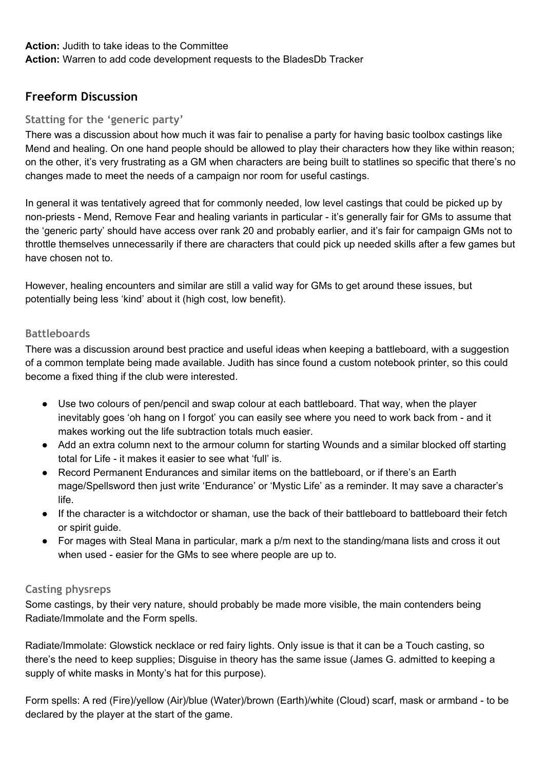**Action:** Judith to take ideas to the Committee
**Action:** Warren to add code development requests to the BladesDb Tracker

## Freeform Discussion

### Statting for the 'generic party'

There was a discussion about how much it was fair to penalise a party for having basic toolbox castings like Mend and healing. On one hand people should be allowed to play their characters how they like within reason; on the other, it's very frustrating as a GM when characters are being built to statlines so specific that there's no changes made to meet the needs of a campaign nor room for useful castings.

In general it was tentatively agreed that for commonly needed, low level castings that could be picked up by non-priests - Mend, Remove Fear and healing variants in particular - it's generally fair for GMs to assume that the 'generic party' should have access over rank 20 and probably earlier, and it's fair for campaign GMs not to throttle themselves unnecessarily if there are characters that could pick up needed skills after a few games but have chosen not to.

However, healing encounters and similar are still a valid way for GMs to get around these issues, but potentially being less 'kind' about it (high cost, low benefit).

### Battleboards

There was a discussion around best practice and useful ideas when keeping a battleboard, with a suggestion of a common template being made available. Judith has since found a custom notebook printer, so this could become a fixed thing if the club were interested.

- Use two colours of pen/pencil and swap colour at each battleboard. That way, when the player inevitably goes 'oh hang on I forgot' you can easily see where you need to work back from - and it makes working out the life subtraction totals much easier.
- Add an extra column next to the armour column for starting Wounds and a similar blocked off starting total for Life - it makes it easier to see what 'full' is.
- Record Permanent Endurances and similar items on the battleboard, or if there's an Earth mage/Spellsword then just write 'Endurance' or 'Mystic Life' as a reminder. It may save a character's life.
- If the character is a witchdoctor or shaman, use the back of their battleboard to battleboard their fetch or spirit guide.
- For mages with Steal Mana in particular, mark a p/m next to the standing/mana lists and cross it out when used - easier for the GMs to see where people are up to.

### Casting physreps

Some castings, by their very nature, should probably be made more visible, the main contenders being Radiate/Immolate and the Form spells.

Radiate/Immolate: Glowstick necklace or red fairy lights. Only issue is that it can be a Touch casting, so there's the need to keep supplies; Disguise in theory has the same issue (James G. admitted to keeping a supply of white masks in Monty's hat for this purpose).

Form spells: A red (Fire)/yellow (Air)/blue (Water)/brown (Earth)/white (Cloud) scarf, mask or armband - to be declared by the player at the start of the game.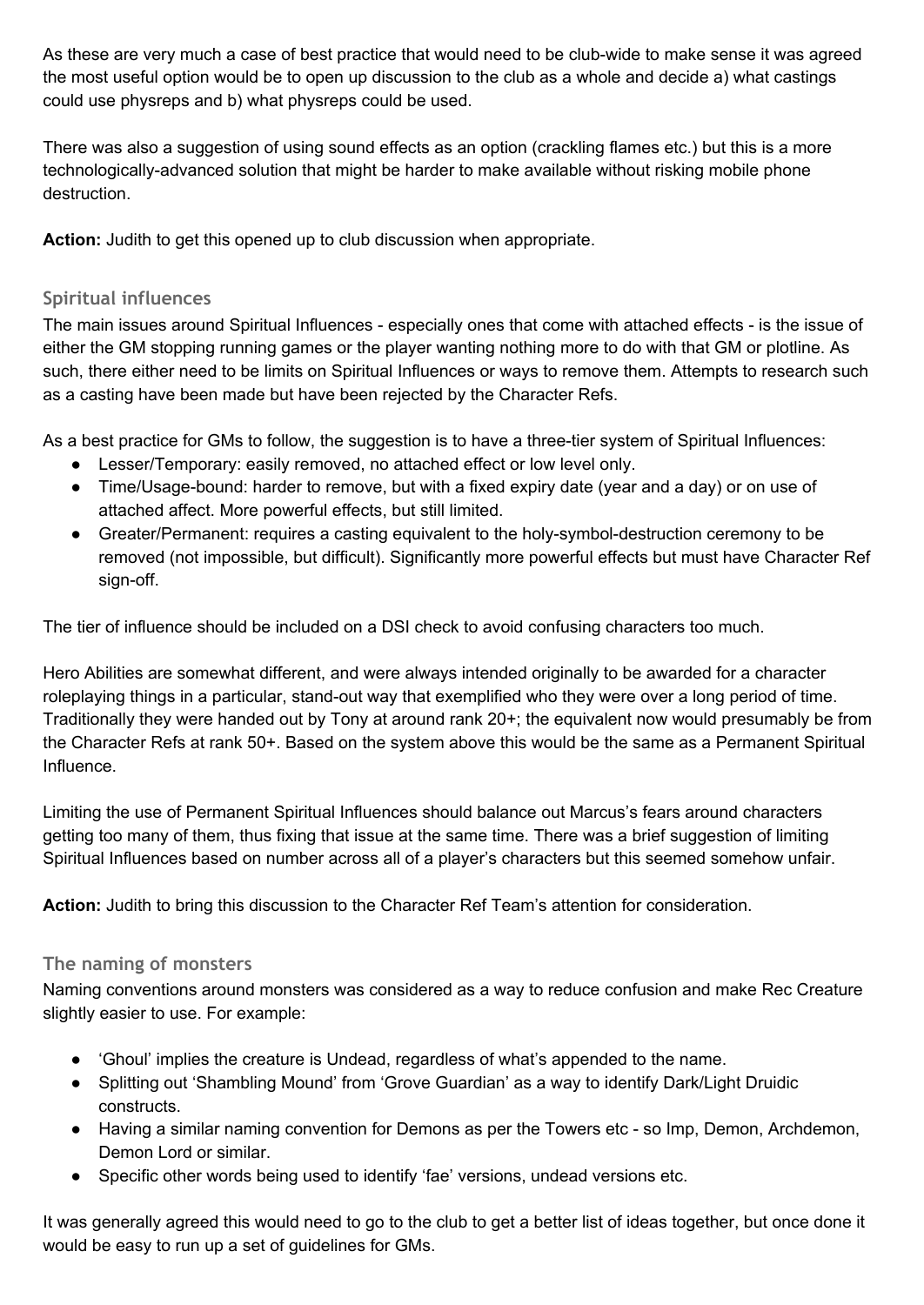As these are very much a case of best practice that would need to be club-wide to make sense it was agreed the most useful option would be to open up discussion to the club as a whole and decide a) what castings could use physreps and b) what physreps could be used.

There was also a suggestion of using sound effects as an option (crackling flames etc.) but this is a more technologically-advanced solution that might be harder to make available without risking mobile phone destruction.

**Action:** Judith to get this opened up to club discussion when appropriate.

### Spiritual influences

The main issues around Spiritual Influences - especially ones that come with attached effects - is the issue of either the GM stopping running games or the player wanting nothing more to do with that GM or plotline. As such, there either need to be limits on Spiritual Influences or ways to remove them. Attempts to research such as a casting have been made but have been rejected by the Character Refs.

As a best practice for GMs to follow, the suggestion is to have a three-tier system of Spiritual Influences:

- Lesser/Temporary: easily removed, no attached effect or low level only.
- Time/Usage-bound: harder to remove, but with a fixed expiry date (year and a day) or on use of attached affect. More powerful effects, but still limited.
- Greater/Permanent: requires a casting equivalent to the holy-symbol-destruction ceremony to be removed (not impossible, but difficult). Significantly more powerful effects but must have Character Ref sign-off.

The tier of influence should be included on a DSI check to avoid confusing characters too much.

Hero Abilities are somewhat different, and were always intended originally to be awarded for a character roleplaying things in a particular, stand-out way that exemplified who they were over a long period of time. Traditionally they were handed out by Tony at around rank 20+; the equivalent now would presumably be from the Character Refs at rank 50+. Based on the system above this would be the same as a Permanent Spiritual Influence.

Limiting the use of Permanent Spiritual Influences should balance out Marcus's fears around characters getting too many of them, thus fixing that issue at the same time. There was a brief suggestion of limiting Spiritual Influences based on number across all of a player's characters but this seemed somehow unfair.

**Action:** Judith to bring this discussion to the Character Ref Team's attention for consideration.

### The naming of monsters

Naming conventions around monsters was considered as a way to reduce confusion and make Rec Creature slightly easier to use. For example:

- 'Ghoul' implies the creature is Undead, regardless of what's appended to the name.
- Splitting out 'Shambling Mound' from 'Grove Guardian' as a way to identify Dark/Light Druidic constructs.
- Having a similar naming convention for Demons as per the Towers etc - so Imp, Demon, Archdemon, Demon Lord or similar.
- Specific other words being used to identify 'fae' versions, undead versions etc.

It was generally agreed this would need to go to the club to get a better list of ideas together, but once done it would be easy to run up a set of guidelines for GMs.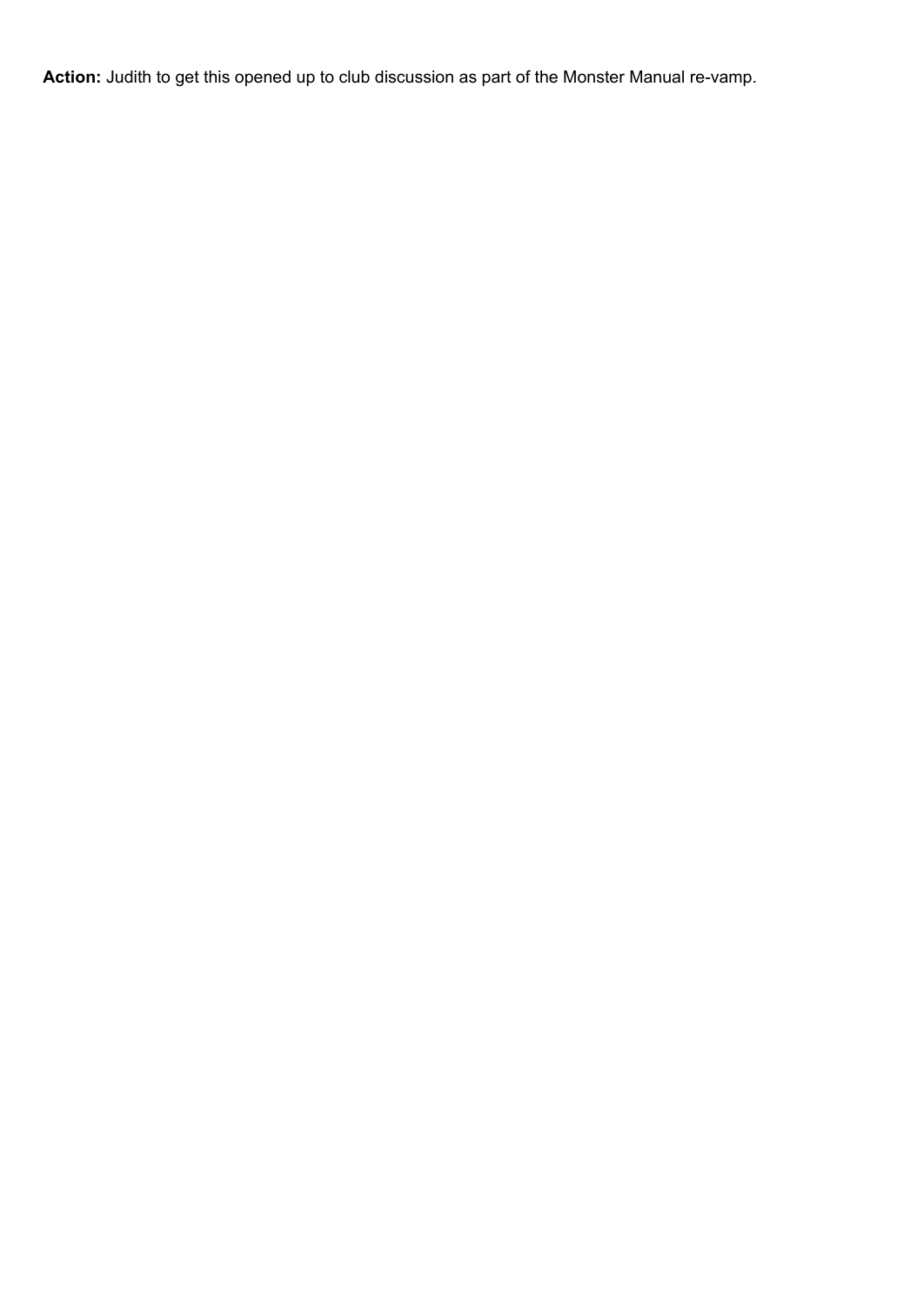**Action:** Judith to get this opened up to club discussion as part of the Monster Manual re-vamp.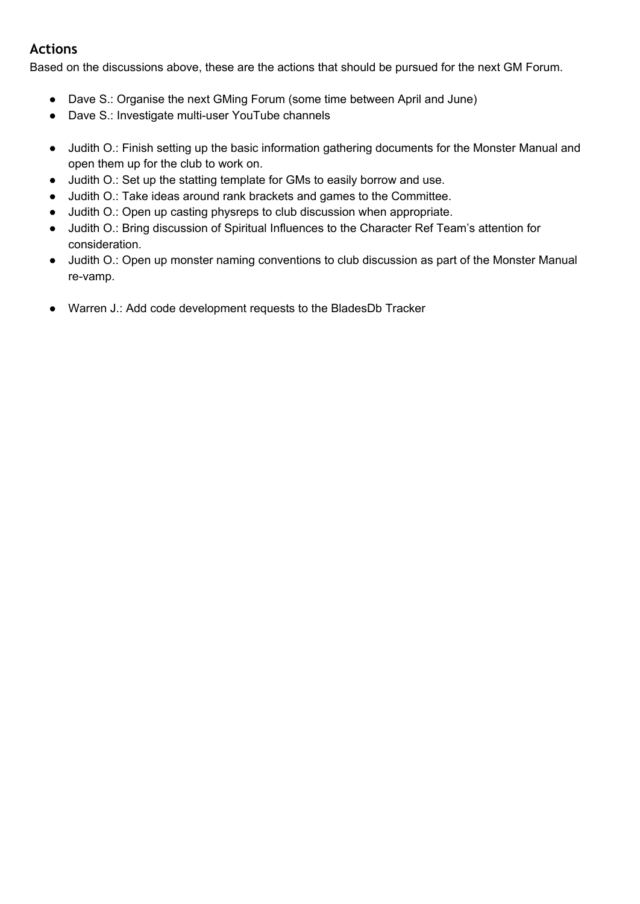## Actions

Based on the discussions above, these are the actions that should be pursued for the next GM Forum.

- Dave S.: Organise the next GMing Forum (some time between April and June)
- Dave S.: Investigate multi-user YouTube channels

- Judith O.: Finish setting up the basic information gathering documents for the Monster Manual and open them up for the club to work on.
- Judith O.: Set up the statting template for GMs to easily borrow and use.
- Judith O.: Take ideas around rank brackets and games to the Committee.
- Judith O.: Open up casting physreps to club discussion when appropriate.
- Judith O.: Bring discussion of Spiritual Influences to the Character Ref Team's attention for consideration.
- Judith O.: Open up monster naming conventions to club discussion as part of the Monster Manual re-vamp.

- Warren J.: Add code development requests to the BladesDb Tracker